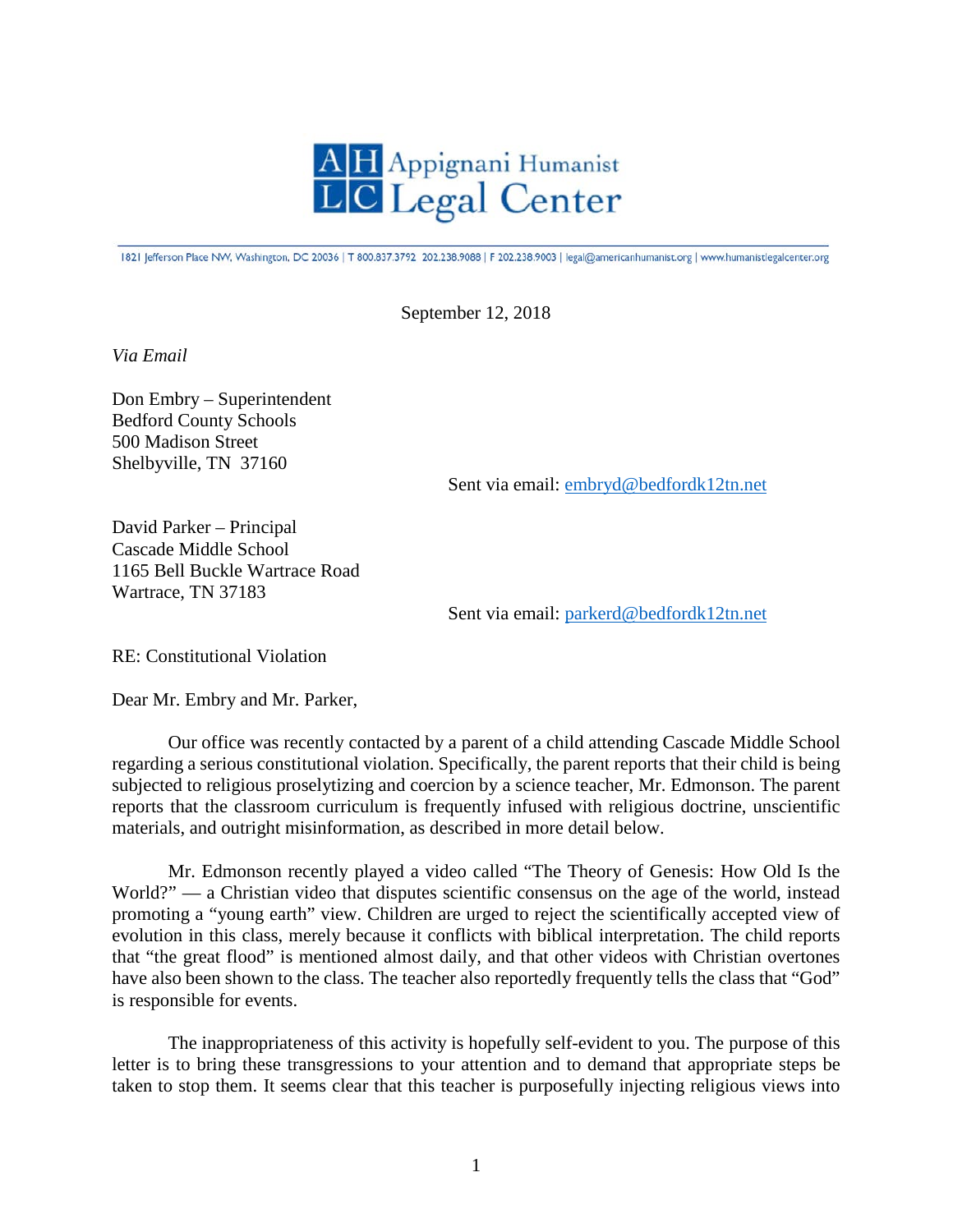# Appignani Humanist Legal Center

1821 Jefferson Place NW, Washington, DC 20036 | T 800.837.3792 202.238.9088 | F 202.238.9003 | legal@americanhumanist.org | www.humanistlegalcenter.org

September 12, 2018

*Via Email*

Don Embry – Superintendent
Bedford County Schools
500 Madison Street
Shelbyville, TN 37160

Sent via email: embryd@bedfordk12tn.net

David Parker – Principal
Cascade Middle School
1165 Bell Buckle Wartrace Road
Wartrace, TN 37183

Sent via email: parkerd@bedfordk12tn.net

RE: Constitutional Violation

Dear Mr. Embry and Mr. Parker,

Our office was recently contacted by a parent of a child attending Cascade Middle School regarding a serious constitutional violation. Specifically, the parent reports that their child is being subjected to religious proselytizing and coercion by a science teacher, Mr. Edmonson. The parent reports that the classroom curriculum is frequently infused with religious doctrine, unscientific materials, and outright misinformation, as described in more detail below.

Mr. Edmonson recently played a video called "The Theory of Genesis: How Old Is the World?" — a Christian video that disputes scientific consensus on the age of the world, instead promoting a "young earth" view. Children are urged to reject the scientifically accepted view of evolution in this class, merely because it conflicts with biblical interpretation. The child reports that "the great flood" is mentioned almost daily, and that other videos with Christian overtones have also been shown to the class. The teacher also reportedly frequently tells the class that "God" is responsible for events.

The inappropriateness of this activity is hopefully self-evident to you. The purpose of this letter is to bring these transgressions to your attention and to demand that appropriate steps be taken to stop them. It seems clear that this teacher is purposefully injecting religious views into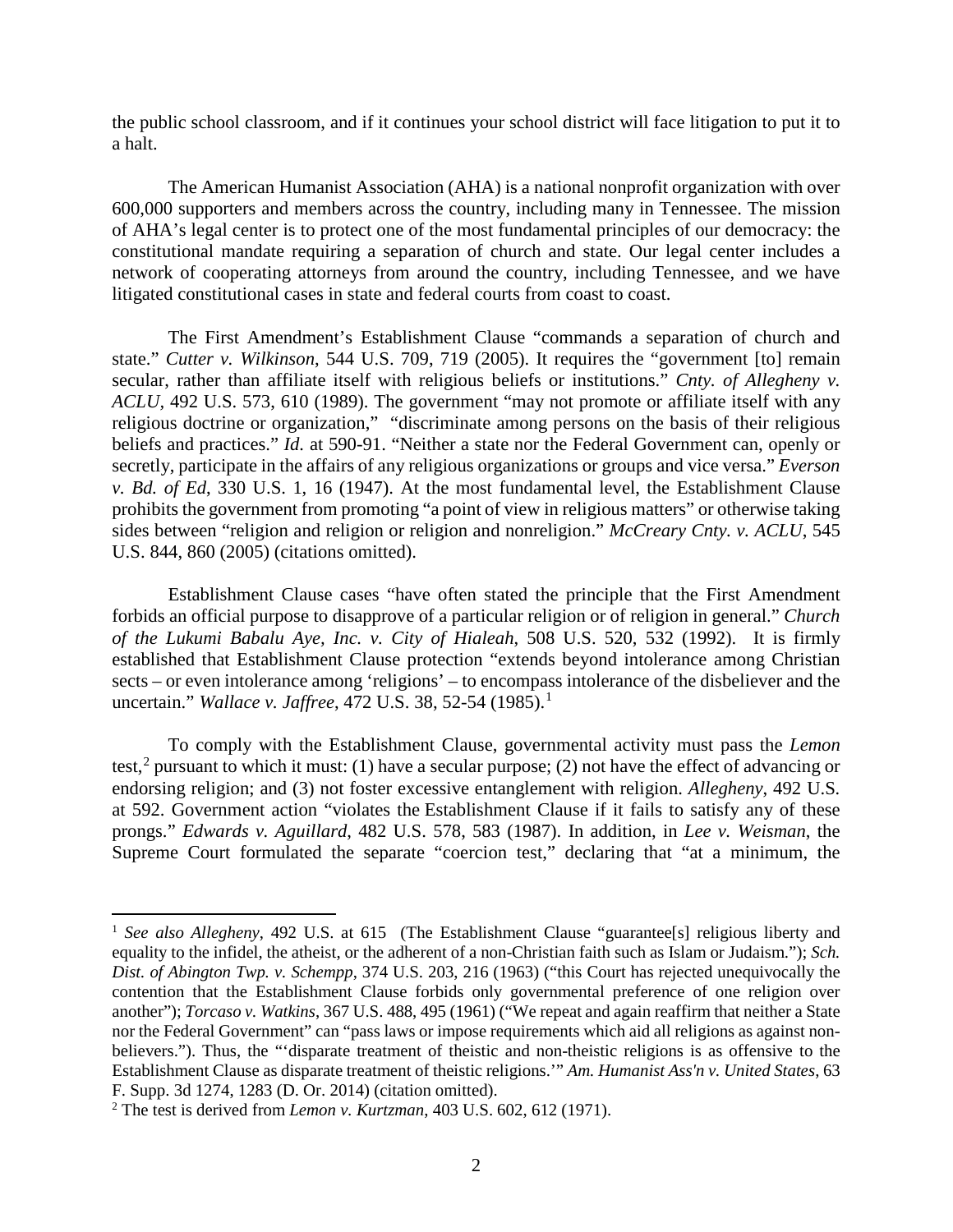the public school classroom, and if it continues your school district will face litigation to put it to a halt.

The American Humanist Association (AHA) is a national nonprofit organization with over 600,000 supporters and members across the country, including many in Tennessee. The mission of AHA's legal center is to protect one of the most fundamental principles of our democracy: the constitutional mandate requiring a separation of church and state. Our legal center includes a network of cooperating attorneys from around the country, including Tennessee, and we have litigated constitutional cases in state and federal courts from coast to coast.

The First Amendment's Establishment Clause "commands a separation of church and state." *Cutter v. Wilkinson*, 544 U.S. 709, 719 (2005). It requires the "government [to] remain secular, rather than affiliate itself with religious beliefs or institutions." *Cnty. of Allegheny v. ACLU*, 492 U.S. 573, 610 (1989). The government "may not promote or affiliate itself with any religious doctrine or organization," "discriminate among persons on the basis of their religious beliefs and practices." *Id.* at 590-91. "Neither a state nor the Federal Government can, openly or secretly, participate in the affairs of any religious organizations or groups and vice versa." *Everson v. Bd. of Ed*, 330 U.S. 1, 16 (1947). At the most fundamental level, the Establishment Clause prohibits the government from promoting "a point of view in religious matters" or otherwise taking sides between "religion and religion or religion and nonreligion." *McCreary Cnty. v. ACLU*, 545 U.S. 844, 860 (2005) (citations omitted).

Establishment Clause cases "have often stated the principle that the First Amendment forbids an official purpose to disapprove of a particular religion or of religion in general." *Church of the Lukumi Babalu Aye, Inc. v. City of Hialeah*, 508 U.S. 520, 532 (1992). It is firmly established that Establishment Clause protection "extends beyond intolerance among Christian sects – or even intolerance among 'religions' – to encompass intolerance of the disbeliever and the uncertain." *Wallace v. Jaffree*, 472 U.S. 38, 52-54 (1985).[1]

To comply with the Establishment Clause, governmental activity must pass the *Lemon* test,[2] pursuant to which it must: (1) have a secular purpose; (2) not have the effect of advancing or endorsing religion; and (3) not foster excessive entanglement with religion. *Allegheny*, 492 U.S. at 592. Government action "violates the Establishment Clause if it fails to satisfy any of these prongs." *Edwards v. Aguillard*, 482 U.S. 578, 583 (1987). In addition, in *Lee v. Weisman*, the Supreme Court formulated the separate "coercion test," declaring that "at a minimum, the

---

[1] *See also Allegheny*, 492 U.S. at 615 (The Establishment Clause "guarantee[s] religious liberty and equality to the infidel, the atheist, or the adherent of a non-Christian faith such as Islam or Judaism."); *Sch. Dist. of Abington Twp. v. Schempp*, 374 U.S. 203, 216 (1963) ("this Court has rejected unequivocally the contention that the Establishment Clause forbids only governmental preference of one religion over another"); *Torcaso v. Watkins*, 367 U.S. 488, 495 (1961) ("We repeat and again reaffirm that neither a State nor the Federal Government" can "pass laws or impose requirements which aid all religions as against non-believers."). Thus, the "'disparate treatment of theistic and non-theistic religions is as offensive to the Establishment Clause as disparate treatment of theistic religions.'" *Am. Humanist Ass'n v. United States*, 63 F. Supp. 3d 1274, 1283 (D. Or. 2014) (citation omitted).

[2] The test is derived from *Lemon v. Kurtzman*, 403 U.S. 602, 612 (1971).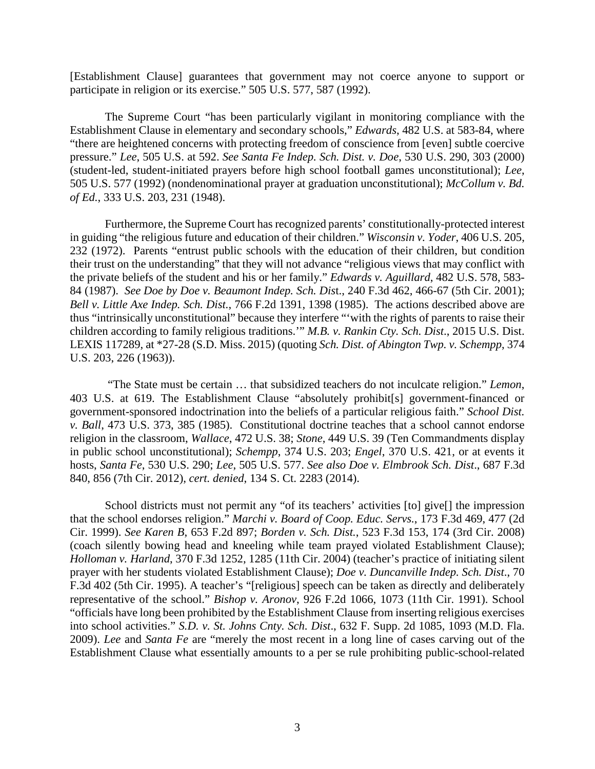[Establishment Clause] guarantees that government may not coerce anyone to support or participate in religion or its exercise." 505 U.S. 577, 587 (1992).

The Supreme Court "has been particularly vigilant in monitoring compliance with the Establishment Clause in elementary and secondary schools," *Edwards*, 482 U.S. at 583-84, where "there are heightened concerns with protecting freedom of conscience from [even] subtle coercive pressure." *Lee*, 505 U.S. at 592. *See Santa Fe Indep. Sch. Dist. v. Doe*, 530 U.S. 290, 303 (2000) (student-led, student-initiated prayers before high school football games unconstitutional); *Lee*, 505 U.S. 577 (1992) (nondenominational prayer at graduation unconstitutional); *McCollum v. Bd. of Ed.*, 333 U.S. 203, 231 (1948).

Furthermore, the Supreme Court has recognized parents' constitutionally-protected interest in guiding "the religious future and education of their children." *Wisconsin v. Yoder*, 406 U.S. 205, 232 (1972). Parents "entrust public schools with the education of their children, but condition their trust on the understanding" that they will not advance "religious views that may conflict with the private beliefs of the student and his or her family." *Edwards v. Aguillard*, 482 U.S. 578, 583-84 (1987). *See Doe by Doe v. Beaumont Indep. Sch. Dist*., 240 F.3d 462, 466-67 (5th Cir. 2001); *Bell v. Little Axe Indep. Sch. Dist.*, 766 F.2d 1391, 1398 (1985). The actions described above are thus "intrinsically unconstitutional" because they interfere "'with the rights of parents to raise their children according to family religious traditions.'" *M.B. v. Rankin Cty. Sch. Dist*., 2015 U.S. Dist. LEXIS 117289, at *27-28 (S.D. Miss. 2015) (quoting *Sch. Dist. of Abington Twp. v. Schempp*, 374 U.S. 203, 226 (1963)).

"The State must be certain … that subsidized teachers do not inculcate religion." *Lemon*, 403 U.S. at 619. The Establishment Clause "absolutely prohibit[s] government-financed or government-sponsored indoctrination into the beliefs of a particular religious faith." *School Dist. v. Ball*, 473 U.S. 373, 385 (1985). Constitutional doctrine teaches that a school cannot endorse religion in the classroom, *Wallace*, 472 U.S. 38; *Stone*, 449 U.S. 39 (Ten Commandments display in public school unconstitutional); *Schempp*, 374 U.S. 203; *Engel*, 370 U.S. 421, or at events it hosts, *Santa Fe*, 530 U.S. 290; *Lee*, 505 U.S. 577. *See also Doe v. Elmbrook Sch. Dist*., 687 F.3d 840, 856 (7th Cir. 2012), *cert. denied*, 134 S. Ct. 2283 (2014).

School districts must not permit any "of its teachers' activities [to] give[] the impression that the school endorses religion." *Marchi v. Board of Coop. Educ. Servs.*, 173 F.3d 469, 477 (2d Cir. 1999). *See Karen B*, 653 F.2d 897; *Borden v. Sch. Dist.*, 523 F.3d 153, 174 (3rd Cir. 2008) (coach silently bowing head and kneeling while team prayed violated Establishment Clause); *Holloman v. Harland*, 370 F.3d 1252, 1285 (11th Cir. 2004) (teacher's practice of initiating silent prayer with her students violated Establishment Clause); *Doe v. Duncanville Indep. Sch. Dist*., 70 F.3d 402 (5th Cir. 1995). A teacher's "[religious] speech can be taken as directly and deliberately representative of the school." *Bishop v. Aronov*, 926 F.2d 1066, 1073 (11th Cir. 1991). School "officials have long been prohibited by the Establishment Clause from inserting religious exercises into school activities." *S.D. v. St. Johns Cnty. Sch. Dist*., 632 F. Supp. 2d 1085, 1093 (M.D. Fla. 2009). *Lee* and *Santa Fe* are "merely the most recent in a long line of cases carving out of the Establishment Clause what essentially amounts to a per se rule prohibiting public-school-related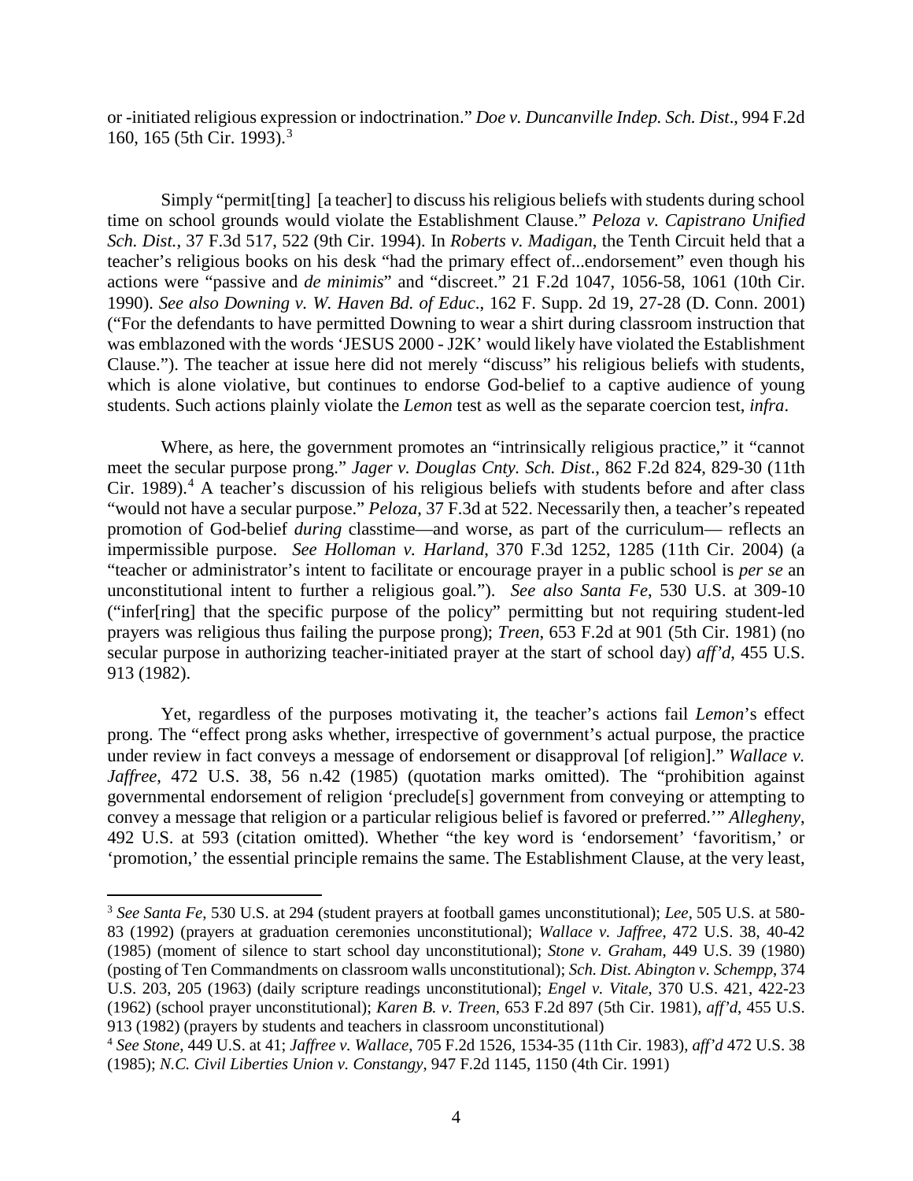or -initiated religious expression or indoctrination." *Doe v. Duncanville Indep. Sch. Dist*., 994 F.2d 160, 165 (5th Cir. 1993).[3]

Simply "permit[ting] [a teacher] to discuss his religious beliefs with students during school time on school grounds would violate the Establishment Clause." *Peloza v. Capistrano Unified Sch. Dist.*, 37 F.3d 517, 522 (9th Cir. 1994). In *Roberts v. Madigan*, the Tenth Circuit held that a teacher's religious books on his desk "had the primary effect of...endorsement" even though his actions were "passive and *de minimis*" and "discreet." 21 F.2d 1047, 1056-58, 1061 (10th Cir. 1990). *See also Downing v. W. Haven Bd. of Educ*., 162 F. Supp. 2d 19, 27-28 (D. Conn. 2001) ("For the defendants to have permitted Downing to wear a shirt during classroom instruction that was emblazoned with the words 'JESUS 2000 - J2K' would likely have violated the Establishment Clause."). The teacher at issue here did not merely "discuss" his religious beliefs with students, which is alone violative, but continues to endorse God-belief to a captive audience of young students. Such actions plainly violate the *Lemon* test as well as the separate coercion test, *infra*.

Where, as here, the government promotes an "intrinsically religious practice," it "cannot meet the secular purpose prong." *Jager v. Douglas Cnty. Sch. Dist*., 862 F.2d 824, 829-30 (11th Cir. 1989).[4] A teacher's discussion of his religious beliefs with students before and after class "would not have a secular purpose." *Peloza*, 37 F.3d at 522. Necessarily then, a teacher's repeated promotion of God-belief *during* classtime—and worse, as part of the curriculum— reflects an impermissible purpose. *See Holloman v. Harland*, 370 F.3d 1252, 1285 (11th Cir. 2004) (a "teacher or administrator's intent to facilitate or encourage prayer in a public school is *per se* an unconstitutional intent to further a religious goal."). *See also Santa Fe*, 530 U.S. at 309-10 ("infer[ring] that the specific purpose of the policy" permitting but not requiring student-led prayers was religious thus failing the purpose prong); *Treen*, 653 F.2d at 901 (5th Cir. 1981) (no secular purpose in authorizing teacher-initiated prayer at the start of school day) *aff'd*, 455 U.S. 913 (1982).

Yet, regardless of the purposes motivating it, the teacher's actions fail *Lemon*'s effect prong. The "effect prong asks whether, irrespective of government's actual purpose, the practice under review in fact conveys a message of endorsement or disapproval [of religion]." *Wallace v. Jaffree*, 472 U.S. 38, 56 n.42 (1985) (quotation marks omitted). The "prohibition against governmental endorsement of religion 'preclude[s] government from conveying or attempting to convey a message that religion or a particular religious belief is favored or preferred.'" *Allegheny*, 492 U.S. at 593 (citation omitted). Whether "the key word is 'endorsement' 'favoritism,' or 'promotion,' the essential principle remains the same. The Establishment Clause, at the very least,

---

[3] *See Santa Fe*, 530 U.S. at 294 (student prayers at football games unconstitutional); *Lee*, 505 U.S. at 580-83 (1992) (prayers at graduation ceremonies unconstitutional); *Wallace v. Jaffree*, 472 U.S. 38, 40-42 (1985) (moment of silence to start school day unconstitutional); *Stone v. Graham*, 449 U.S. 39 (1980) (posting of Ten Commandments on classroom walls unconstitutional); *Sch. Dist. Abington v. Schempp*, 374 U.S. 203, 205 (1963) (daily scripture readings unconstitutional); *Engel v. Vitale*, 370 U.S. 421, 422-23 (1962) (school prayer unconstitutional); *Karen B. v. Treen*, 653 F.2d 897 (5th Cir. 1981), *aff'd*, 455 U.S. 913 (1982) (prayers by students and teachers in classroom unconstitutional)

[4] *See Stone*, 449 U.S. at 41; *Jaffree v. Wallace*, 705 F.2d 1526, 1534-35 (11th Cir. 1983), *aff'd* 472 U.S. 38 (1985); *N.C. Civil Liberties Union v. Constangy*, 947 F.2d 1145, 1150 (4th Cir. 1991)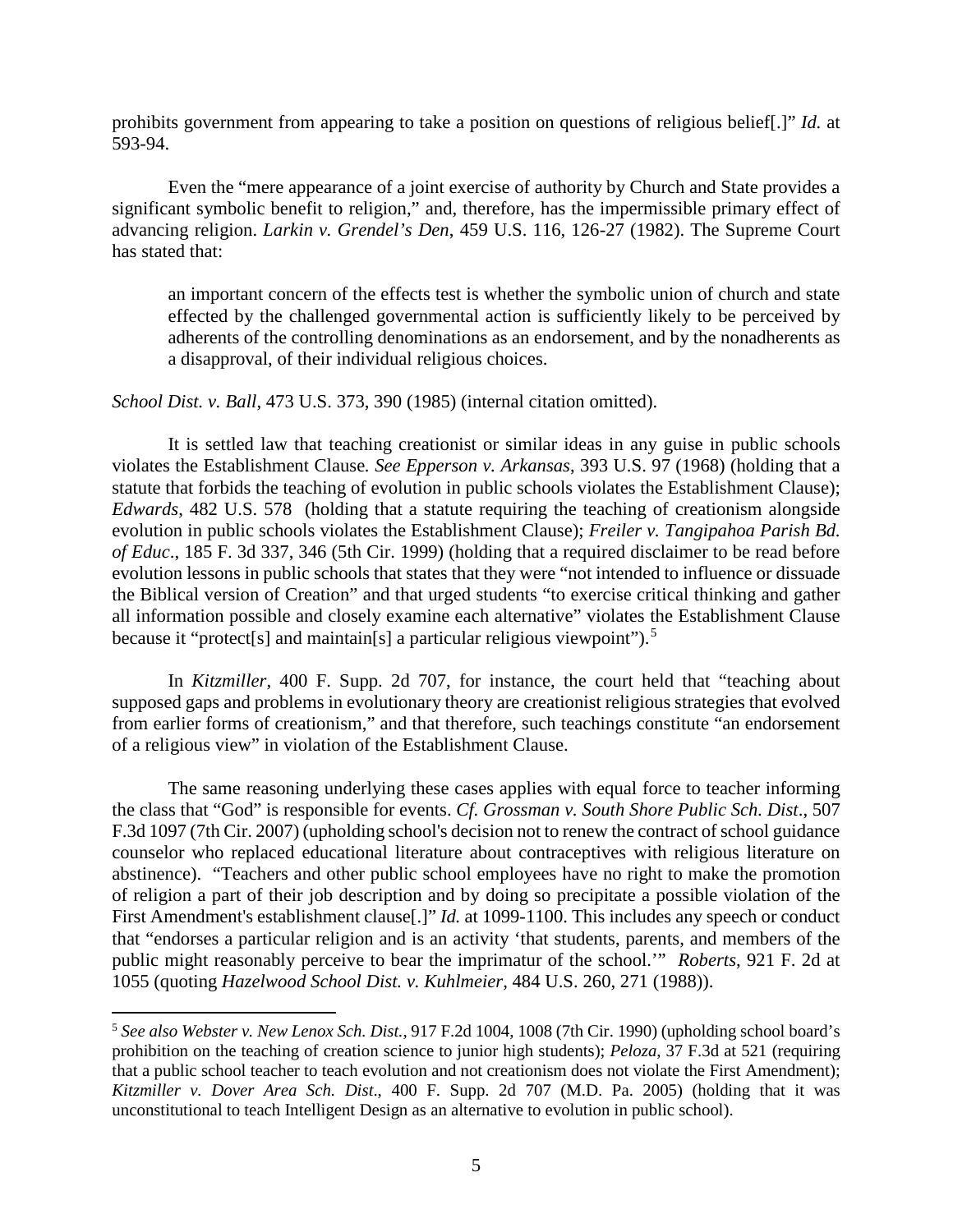prohibits government from appearing to take a position on questions of religious belief[.]" *Id.* at 593-94.

Even the "mere appearance of a joint exercise of authority by Church and State provides a significant symbolic benefit to religion," and, therefore, has the impermissible primary effect of advancing religion. *Larkin v. Grendel's Den*, 459 U.S. 116, 126-27 (1982). The Supreme Court has stated that:

> an important concern of the effects test is whether the symbolic union of church and state effected by the challenged governmental action is sufficiently likely to be perceived by adherents of the controlling denominations as an endorsement, and by the nonadherents as a disapproval, of their individual religious choices.

*School Dist. v. Ball*, 473 U.S. 373, 390 (1985) (internal citation omitted).

It is settled law that teaching creationist or similar ideas in any guise in public schools violates the Establishment Clause. *See Epperson v. Arkansas*, 393 U.S. 97 (1968) (holding that a statute that forbids the teaching of evolution in public schools violates the Establishment Clause); *Edwards*, 482 U.S. 578 (holding that a statute requiring the teaching of creationism alongside evolution in public schools violates the Establishment Clause); *Freiler v. Tangipahoa Parish Bd. of Educ*., 185 F. 3d 337, 346 (5th Cir. 1999) (holding that a required disclaimer to be read before evolution lessons in public schools that states that they were "not intended to influence or dissuade the Biblical version of Creation" and that urged students "to exercise critical thinking and gather all information possible and closely examine each alternative" violates the Establishment Clause because it "protect[s] and maintain[s] a particular religious viewpoint").[5]

In *Kitzmiller*, 400 F. Supp. 2d 707, for instance, the court held that "teaching about supposed gaps and problems in evolutionary theory are creationist religious strategies that evolved from earlier forms of creationism," and that therefore, such teachings constitute "an endorsement of a religious view" in violation of the Establishment Clause.

The same reasoning underlying these cases applies with equal force to teacher informing the class that "God" is responsible for events. *Cf. Grossman v. South Shore Public Sch. Dist*., 507 F.3d 1097 (7th Cir. 2007) (upholding school's decision not to renew the contract of school guidance counselor who replaced educational literature about contraceptives with religious literature on abstinence). "Teachers and other public school employees have no right to make the promotion of religion a part of their job description and by doing so precipitate a possible violation of the First Amendment's establishment clause[.]" *Id.* at 1099-1100. This includes any speech or conduct that "endorses a particular religion and is an activity 'that students, parents, and members of the public might reasonably perceive to bear the imprimatur of the school.'" *Roberts*, 921 F. 2d at 1055 (quoting *Hazelwood School Dist. v. Kuhlmeier*, 484 U.S. 260, 271 (1988)).

---

[5] *See also Webster v. New Lenox Sch. Dist.*, 917 F.2d 1004, 1008 (7th Cir. 1990) (upholding school board's prohibition on the teaching of creation science to junior high students); *Peloza*, 37 F.3d at 521 (requiring that a public school teacher to teach evolution and not creationism does not violate the First Amendment); *Kitzmiller v. Dover Area Sch. Dist*., 400 F. Supp. 2d 707 (M.D. Pa. 2005) (holding that it was unconstitutional to teach Intelligent Design as an alternative to evolution in public school).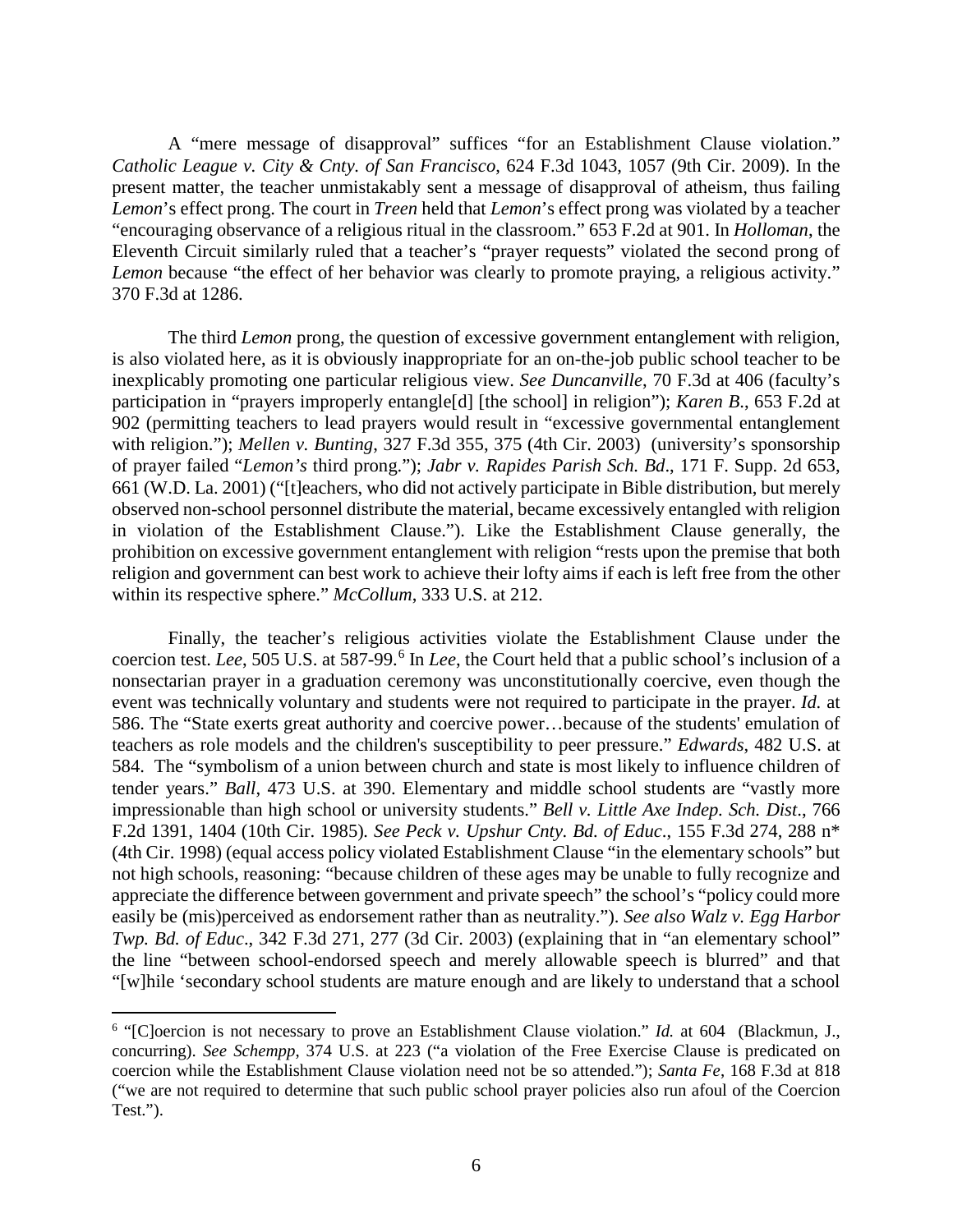A "mere message of disapproval" suffices "for an Establishment Clause violation." *Catholic League v. City & Cnty. of San Francisco*, 624 F.3d 1043, 1057 (9th Cir. 2009). In the present matter, the teacher unmistakably sent a message of disapproval of atheism, thus failing *Lemon*'s effect prong. The court in *Treen* held that *Lemon*'s effect prong was violated by a teacher "encouraging observance of a religious ritual in the classroom." 653 F.2d at 901. In *Holloman*, the Eleventh Circuit similarly ruled that a teacher's "prayer requests" violated the second prong of *Lemon* because "the effect of her behavior was clearly to promote praying, a religious activity." 370 F.3d at 1286.

The third *Lemon* prong, the question of excessive government entanglement with religion, is also violated here, as it is obviously inappropriate for an on-the-job public school teacher to be inexplicably promoting one particular religious view. *See Duncanville*, 70 F.3d at 406 (faculty's participation in "prayers improperly entangle[d] [the school] in religion"); *Karen B.*, 653 F.2d at 902 (permitting teachers to lead prayers would result in "excessive governmental entanglement with religion."); *Mellen v. Bunting*, 327 F.3d 355, 375 (4th Cir. 2003) (university's sponsorship of prayer failed "*Lemon's* third prong."); *Jabr v. Rapides Parish Sch. Bd*., 171 F. Supp. 2d 653, 661 (W.D. La. 2001) ("[t]eachers, who did not actively participate in Bible distribution, but merely observed non-school personnel distribute the material, became excessively entangled with religion in violation of the Establishment Clause."). Like the Establishment Clause generally, the prohibition on excessive government entanglement with religion "rests upon the premise that both religion and government can best work to achieve their lofty aims if each is left free from the other within its respective sphere." *McCollum*, 333 U.S. at 212.

Finally, the teacher's religious activities violate the Establishment Clause under the coercion test. *Lee*, 505 U.S. at 587-99.[6] In *Lee*, the Court held that a public school's inclusion of a nonsectarian prayer in a graduation ceremony was unconstitutionally coercive, even though the event was technically voluntary and students were not required to participate in the prayer. *Id.* at 586. The "State exerts great authority and coercive power…because of the students' emulation of teachers as role models and the children's susceptibility to peer pressure." *Edwards*, 482 U.S. at 584. The "symbolism of a union between church and state is most likely to influence children of tender years." *Ball*, 473 U.S. at 390. Elementary and middle school students are "vastly more impressionable than high school or university students." *Bell v. Little Axe Indep. Sch. Dist*., 766 F.2d 1391, 1404 (10th Cir. 1985). *See Peck v. Upshur Cnty. Bd. of Educ*., 155 F.3d 274, 288 n* (4th Cir. 1998) (equal access policy violated Establishment Clause "in the elementary schools" but not high schools, reasoning: "because children of these ages may be unable to fully recognize and appreciate the difference between government and private speech" the school's "policy could more easily be (mis)perceived as endorsement rather than as neutrality."). *See also Walz v. Egg Harbor Twp. Bd. of Educ*., 342 F.3d 271, 277 (3d Cir. 2003) (explaining that in "an elementary school" the line "between school-endorsed speech and merely allowable speech is blurred" and that "[w]hile 'secondary school students are mature enough and are likely to understand that a school

---

[6] "[C]oercion is not necessary to prove an Establishment Clause violation." *Id.* at 604 (Blackmun, J., concurring). *See Schempp*, 374 U.S. at 223 ("a violation of the Free Exercise Clause is predicated on coercion while the Establishment Clause violation need not be so attended."); *Santa Fe*, 168 F.3d at 818 ("we are not required to determine that such public school prayer policies also run afoul of the Coercion Test.").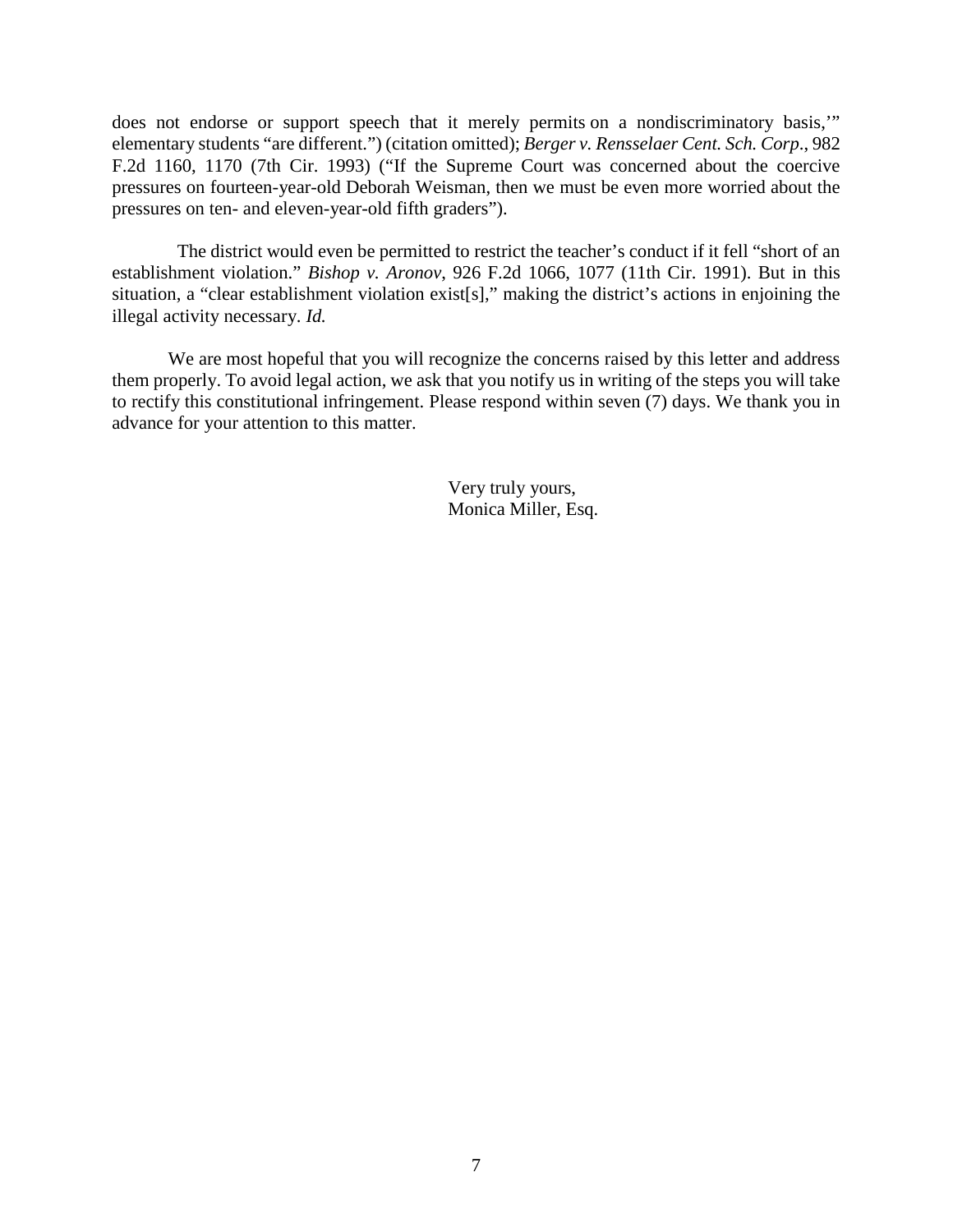does not endorse or support speech that it merely permits on a nondiscriminatory basis,'" elementary students "are different.") (citation omitted); *Berger v. Rensselaer Cent. Sch. Corp*., 982 F.2d 1160, 1170 (7th Cir. 1993) ("If the Supreme Court was concerned about the coercive pressures on fourteen-year-old Deborah Weisman, then we must be even more worried about the pressures on ten- and eleven-year-old fifth graders").

The district would even be permitted to restrict the teacher's conduct if it fell "short of an establishment violation." *Bishop v. Aronov*, 926 F.2d 1066, 1077 (11th Cir. 1991). But in this situation, a "clear establishment violation exist[s]," making the district's actions in enjoining the illegal activity necessary. *Id.*

We are most hopeful that you will recognize the concerns raised by this letter and address them properly. To avoid legal action, we ask that you notify us in writing of the steps you will take to rectify this constitutional infringement. Please respond within seven (7) days. We thank you in advance for your attention to this matter.

Very truly yours,
Monica Miller, Esq.